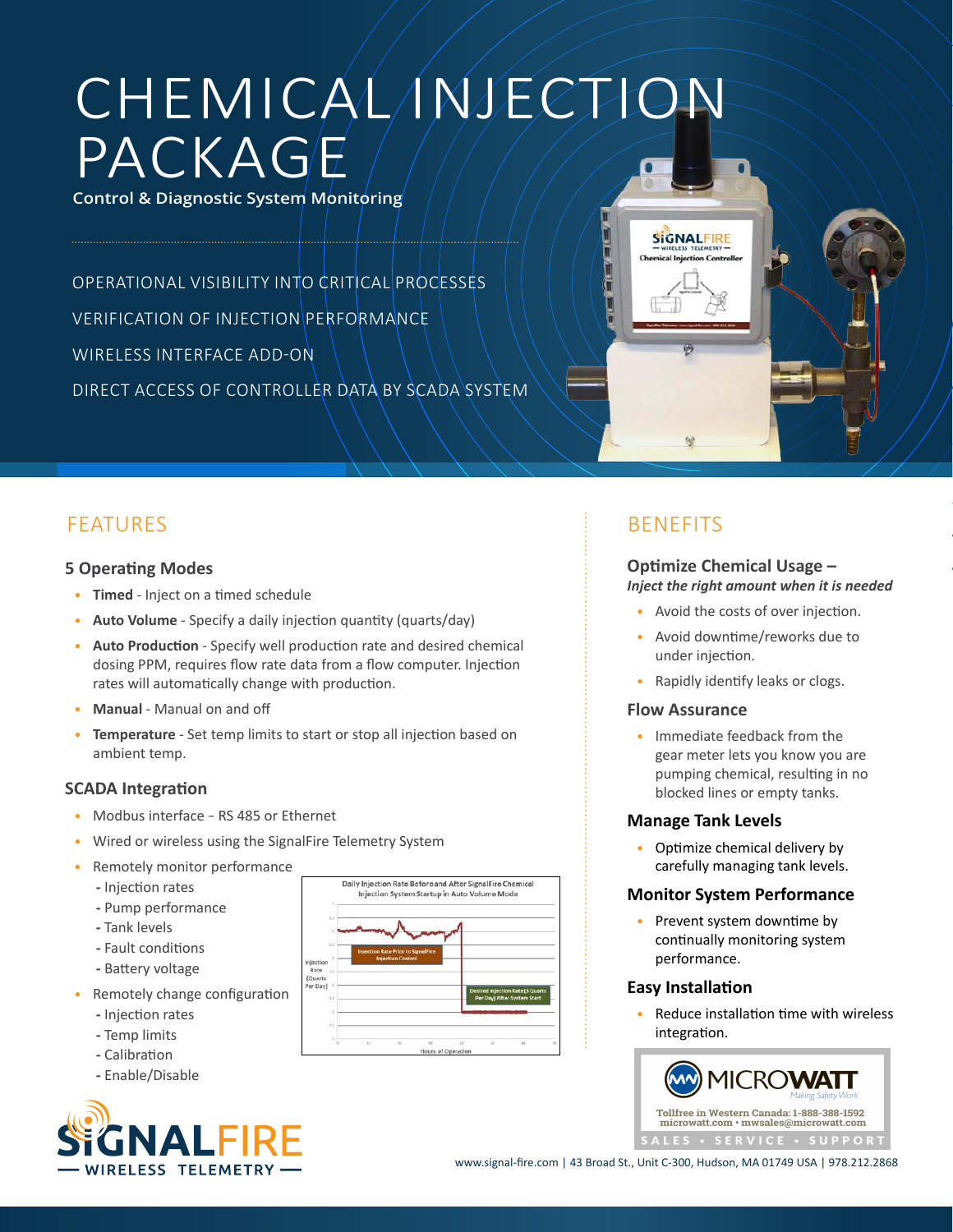# CHEMICAL INJECTION PACKAGE

**Control & Diagnostic System Monitoring**

OPERATIONAL VISIBILITY INTO CRITICAL PROCESSES

VERIFICATION OF INJECTION PERFORMANCE

WIRELESS INTERFACE ADD-ON

DIRECT ACCESS OF CONTROLLER DATA BY SCADA SYSTEM

## FEATURES

### 5 Operating Modes

- **Timed** - Inject on a timed schedule
- **Auto Volume** - Specify a daily injection quantity (quarts/day)
- **Auto Production** - Specify well production rate and desired chemical dosing PPM, requires flow rate data from a flow computer. Injection rates will automatically change with production.
- **Manual** - Manual on and off
- **Temperature** - Set temp limits to start or stop all injection based on ambient temp.

### SCADA Integration

- Modbus interface – RS 485 or Ethernet
- Wired or wireless using the SignalFire Telemetry System
- Remotely monitor performance
  - Injection rates
  - Pump performance
  - Tank levels
  - Fault conditions
  - Battery voltage
- Remotely change configuration
  - Injection rates
  - Temp limits
  - Calibration
  - Enable/Disable

Daily Injection Rate Before and After SignalFire Chemical Injection System Startup in Auto Volume Mode

## BENEFITS

### Optimize Chemical Usage –

***Inject the right amount when it is needed***

- Avoid the costs of over injection.
- Avoid downtime/reworks due to under injection.
- Rapidly identify leaks or clogs.

### Flow Assurance

- Immediate feedback from the gear meter lets you know you are pumping chemical, resulting in no blocked lines or empty tanks.

### Manage Tank Levels

- Optimize chemical delivery by carefully managing tank levels.

### Monitor System Performance

- Prevent system downtime by continually monitoring system performance.

### Easy Installation

- Reduce installation time with wireless integration.

MICROWATT — Making Safety Work

Tollfree in Western Canada: 1-888-388-1592
microwatt.com • mwsales@microwatt.com

SALES • SERVICE • SUPPORT

SIGNALFIRE — WIRELESS TELEMETRY —

www.signal-fire.com | 43 Broad St., Unit C-300, Hudson, MA 01749 USA | 978.212.2868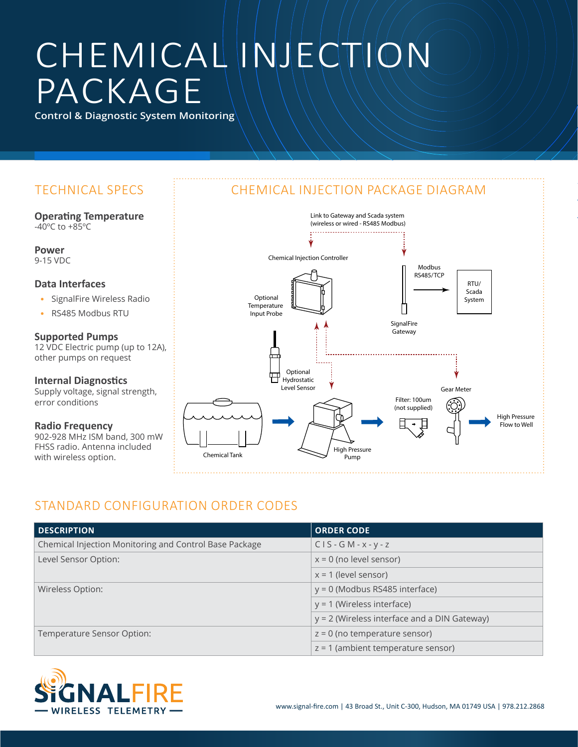# CHEMICAL INJECTION PACKAGE

**Control & Diagnostic System Monitoring**

## TECHNICAL SPECS

**Operating Temperature**
-40°C to +85°C

**Power**
9-15 VDC

**Data Interfaces**

- SignalFire Wireless Radio
- RS485 Modbus RTU

**Supported Pumps**
12 VDC Electric pump (up to 12A), other pumps on request

**Internal Diagnostics**
Supply voltage, signal strength, error conditions

**Radio Frequency**
902-928 MHz ISM band, 300 mW FHSS radio. Antenna included with wireless option.

## CHEMICAL INJECTION PACKAGE DIAGRAM

Link to Gateway and Scada system (wireless or wired - RS485 Modbus)

Chemical Injection Controller

Optional Temperature Input Probe

Modbus RS485/TCP

RTU/ Scada System

SignalFire Gateway

Optional Hydrostatic Level Sensor

Gear Meter

Filter: 100um (not supplied)

High Pressure Flow to Well

Chemical Tank

High Pressure Pump

## STANDARD CONFIGURATION ORDER CODES

| DESCRIPTION | ORDER CODE |
| --- | --- |
| Chemical Injection Monitoring and Control Base Package | C I S - G M - x - y - z |
| Level Sensor Option: | x = 0 (no level sensor) |
| | x = 1 (level sensor) |
| Wireless Option: | y = 0 (Modbus RS485 interface) |
| | y = 1 (Wireless interface) |
| | y = 2 (Wireless interface and a DIN Gateway) |
| Temperature Sensor Option: | z = 0 (no temperature sensor) |
| | z = 1 (ambient temperature sensor) |

SIGNALFIRE — WIRELESS TELEMETRY —

www.signal-fire.com | 43 Broad St., Unit C-300, Hudson, MA 01749 USA | 978.212.2868